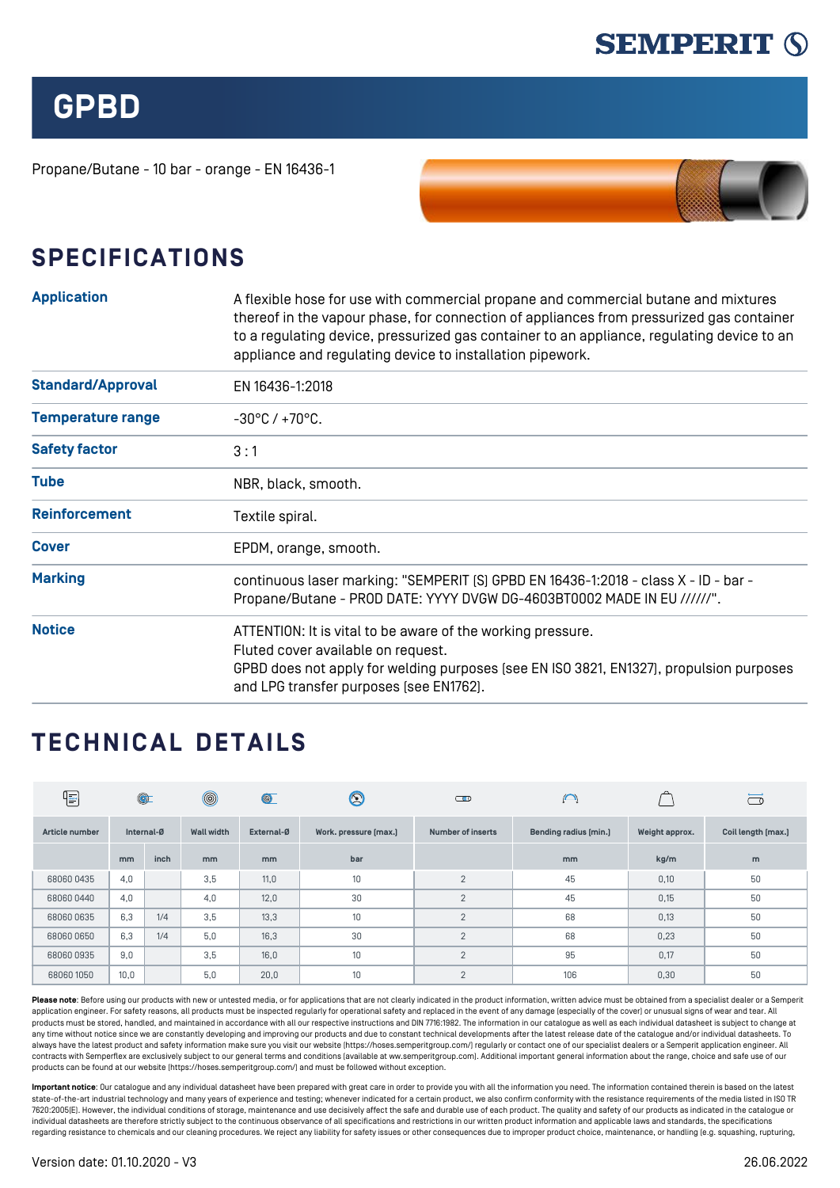SEMPERIT

# GPBD

Propane/Butane - 10 bar - orange - EN 16436-1

## SPECIFICATIONS

| | |
|---|---|
| **Application** | A flexible hose for use with commercial propane and commercial butane and mixtures thereof in the vapour phase, for connection of appliances from pressurized gas container to a regulating device, pressurized gas container to an appliance, regulating device to an appliance and regulating device to installation pipework. |
| **Standard/Approval** | EN 16436-1:2018 |
| **Temperature range** | -30°C / +70°C. |
| **Safety factor** | 3 : 1 |
| **Tube** | NBR, black, smooth. |
| **Reinforcement** | Textile spiral. |
| **Cover** | EPDM, orange, smooth. |
| **Marking** | continuous laser marking: "SEMPERIT (S) GPBD EN 16436-1:2018 - class X - ID - bar - Propane/Butane - PROD DATE: YYYY DVGW DG-4603BT0002 MADE IN EU //////". |
| **Notice** | ATTENTION: It is vital to be aware of the working pressure.<br>Fluted cover available on request.<br>GPBD does not apply for welding purposes (see EN ISO 3821, EN1327), propulsion purposes and LPG transfer purposes (see EN1762). |

## TECHNICAL DETAILS

| Article number | Internal-Ø | | Wall width | External-Ø | Work. pressure (max.) | Number of inserts | Bending radius (min.) | Weight approx. | Coil length (max.) |
|---|---|---|---|---|---|---|---|---|---|
| | mm | inch | mm | mm | bar | | mm | kg/m | m |
| 68060 0435 | 4,0 | | 3,5 | 11,0 | 10 | 2 | 45 | 0,10 | 50 |
| 68060 0440 | 4,0 | | 4,0 | 12,0 | 30 | 2 | 45 | 0,15 | 50 |
| 68060 0635 | 6,3 | 1/4 | 3,5 | 13,3 | 10 | 2 | 68 | 0,13 | 50 |
| 68060 0650 | 6,3 | 1/4 | 5,0 | 16,3 | 30 | 2 | 68 | 0,23 | 50 |
| 68060 0935 | 9,0 | | 3,5 | 16,0 | 10 | 2 | 95 | 0,17 | 50 |
| 68060 1050 | 10,0 | | 5,0 | 20,0 | 10 | 2 | 106 | 0,30 | 50 |

**Please note**: Before using our products with new or untested media, or for applications that are not clearly indicated in the product information, written advice must be obtained from a specialist dealer or a Semperit application engineer. For safety reasons, all products must be inspected regularly for operational safety and replaced in the event of any damage (especially of the cover) or unusual signs of wear and tear. All products must be stored, handled, and maintained in accordance with all our respective instructions and DIN 7716:1982. The information in our catalogue as well as each individual datasheet is subject to change at any time without notice since we are constantly developing and improving our products and due to constant technical developments after the latest release date of the catalogue and/or individual datasheets. To always have the latest product and safety information make sure you visit our website (https://hoses.semperitgroup.com/) regularly or contact one of our specialist dealers or a Semperit application engineer. All contracts with Semperflex are exclusively subject to our general terms and conditions (available at ww.semperitgroup.com). Additional important general information about the range, choice and safe use of our products can be found at our website (https://hoses.semperitgroup.com/) and must be followed without exception.

**Important notice**: Our catalogue and any individual datasheet have been prepared with great care in order to provide you with all the information you need. The information contained therein is based on the latest state-of-the-art industrial technology and many years of experience and testing; whenever indicated for a certain product, we also confirm conformity with the resistance requirements of the media listed in ISO TR 7620:2005(E). However, the individual conditions of storage, maintenance and use decisively affect the safe and durable use of each product. The quality and safety of our products as indicated in the catalogue or individual datasheets are therefore strictly subject to the continuous observance of all specifications and restrictions in our written product information and applicable laws and standards, the specifications regarding resistance to chemicals and our cleaning procedures. We reject any liability for safety issues or other consequences due to improper product choice, maintenance, or handling (e.g. squashing, rupturing,

Version date: 01.10.2020 - V3

26.06.2022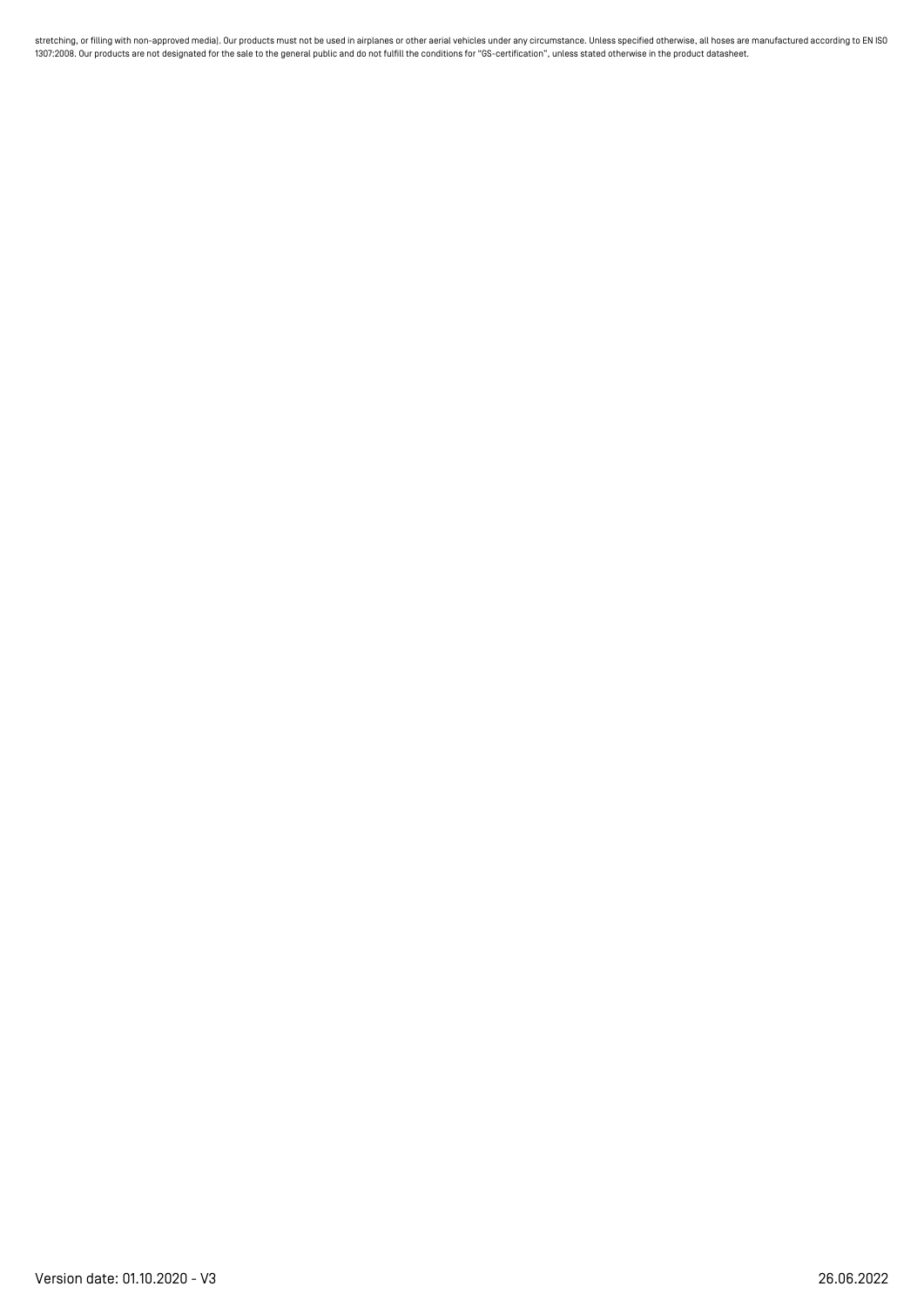stretching, or filling with non-approved media). Our products must not be used in airplanes or other aerial vehicles under any circumstance. Unless specified otherwise, all hoses are manufactured according to EN ISO 1307:2008. Our products are not designated for the sale to the general public and do not fulfill the conditions for "GS-certification", unless stated otherwise in the product datasheet.